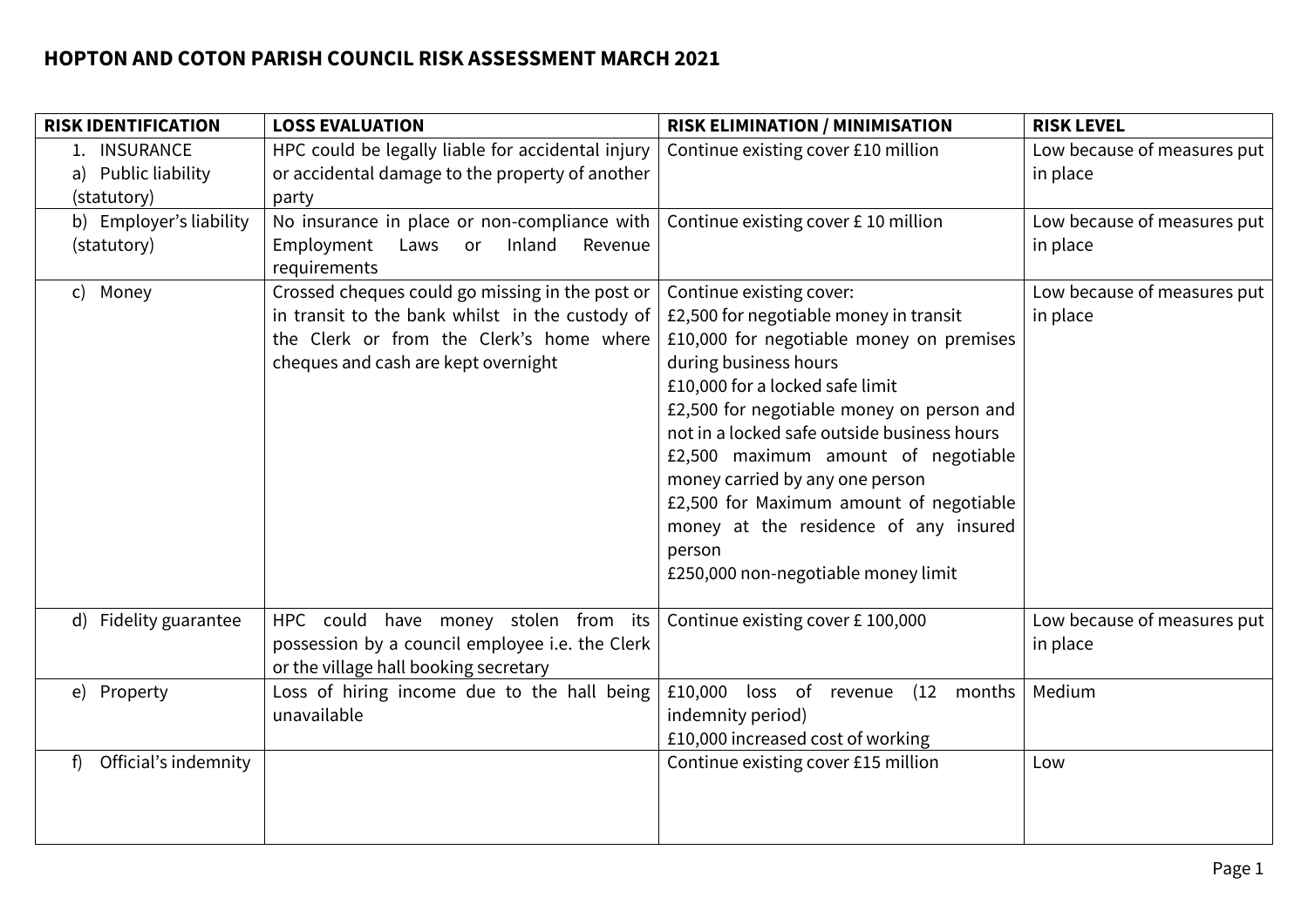# HOPTON AND COTON PARISH COUNCIL RISK ASSESSMENT MARCH 2021

| RISK IDENTIFICATION | LOSS EVALUATION | RISK ELIMINATION / MINIMISATION | RISK LEVEL |
|---|---|---|---|
| 1. INSURANCE<br>a) Public liability (statutory) | HPC could be legally liable for accidental injury or accidental damage to the property of another party | Continue existing cover £10 million | Low because of measures put in place |
| b) Employer's liability (statutory) | No insurance in place or non-compliance with Employment Laws or Inland Revenue requirements | Continue existing cover £ 10 million | Low because of measures put in place |
| c) Money | Crossed cheques could go missing in the post or in transit to the bank whilst in the custody of the Clerk or from the Clerk's home where cheques and cash are kept overnight | Continue existing cover:<br>£2,500 for negotiable money in transit<br>£10,000 for negotiable money on premises during business hours<br>£10,000 for a locked safe limit<br>£2,500 for negotiable money on person and not in a locked safe outside business hours<br>£2,500 maximum amount of negotiable money carried by any one person<br>£2,500 for Maximum amount of negotiable money at the residence of any insured person<br>£250,000 non-negotiable money limit | Low because of measures put in place |
| d) Fidelity guarantee | HPC could have money stolen from its possession by a council employee i.e. the Clerk or the village hall booking secretary | Continue existing cover £ 100,000 | Low because of measures put in place |
| e) Property | Loss of hiring income due to the hall being unavailable | £10,000 loss of revenue (12 months indemnity period)<br>£10,000 increased cost of working | Medium |
| f) Official's indemnity | | Continue existing cover £15 million | Low |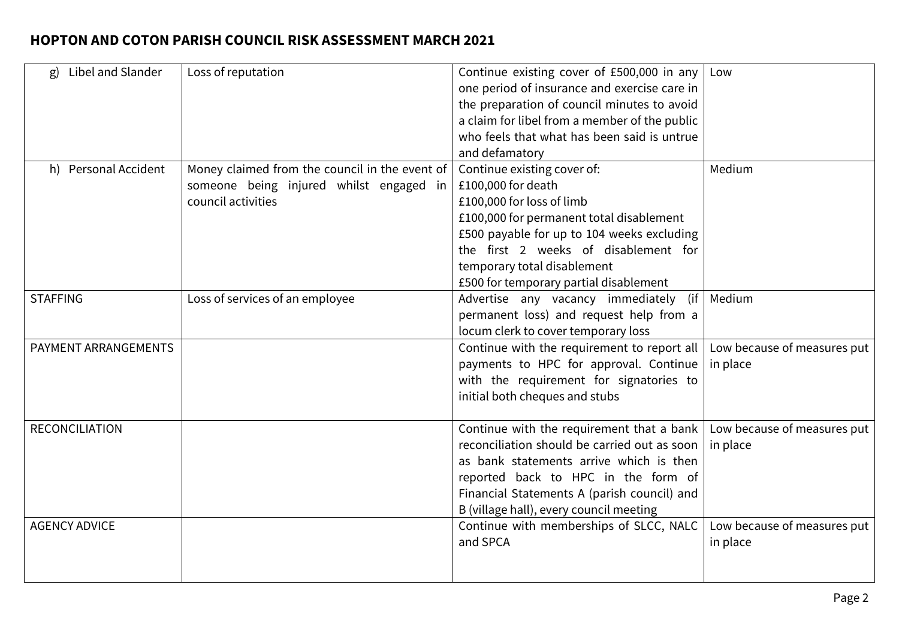| | | | |
|---|---|---|---|
| g) Libel and Slander | Loss of reputation | Continue existing cover of £500,000 in any one period of insurance and exercise care in the preparation of council minutes to avoid a claim for libel from a member of the public who feels that what has been said is untrue and defamatory | Low |
| h) Personal Accident | Money claimed from the council in the event of someone being injured whilst engaged in council activities | Continue existing cover of:<br>£100,000 for death<br>£100,000 for loss of limb<br>£100,000 for permanent total disablement<br>£500 payable for up to 104 weeks excluding the first 2 weeks of disablement for temporary total disablement<br>£500 for temporary partial disablement | Medium |
| STAFFING | Loss of services of an employee | Advertise any vacancy immediately (if permanent loss) and request help from a locum clerk to cover temporary loss | Medium |
| PAYMENT ARRANGEMENTS | | Continue with the requirement to report all payments to HPC for approval. Continue with the requirement for signatories to initial both cheques and stubs | Low because of measures put in place |
| RECONCILIATION | | Continue with the requirement that a bank reconciliation should be carried out as soon as bank statements arrive which is then reported back to HPC in the form of Financial Statements A (parish council) and B (village hall), every council meeting | Low because of measures put in place |
| AGENCY ADVICE | | Continue with memberships of SLCC, NALC and SPCA | Low because of measures put in place |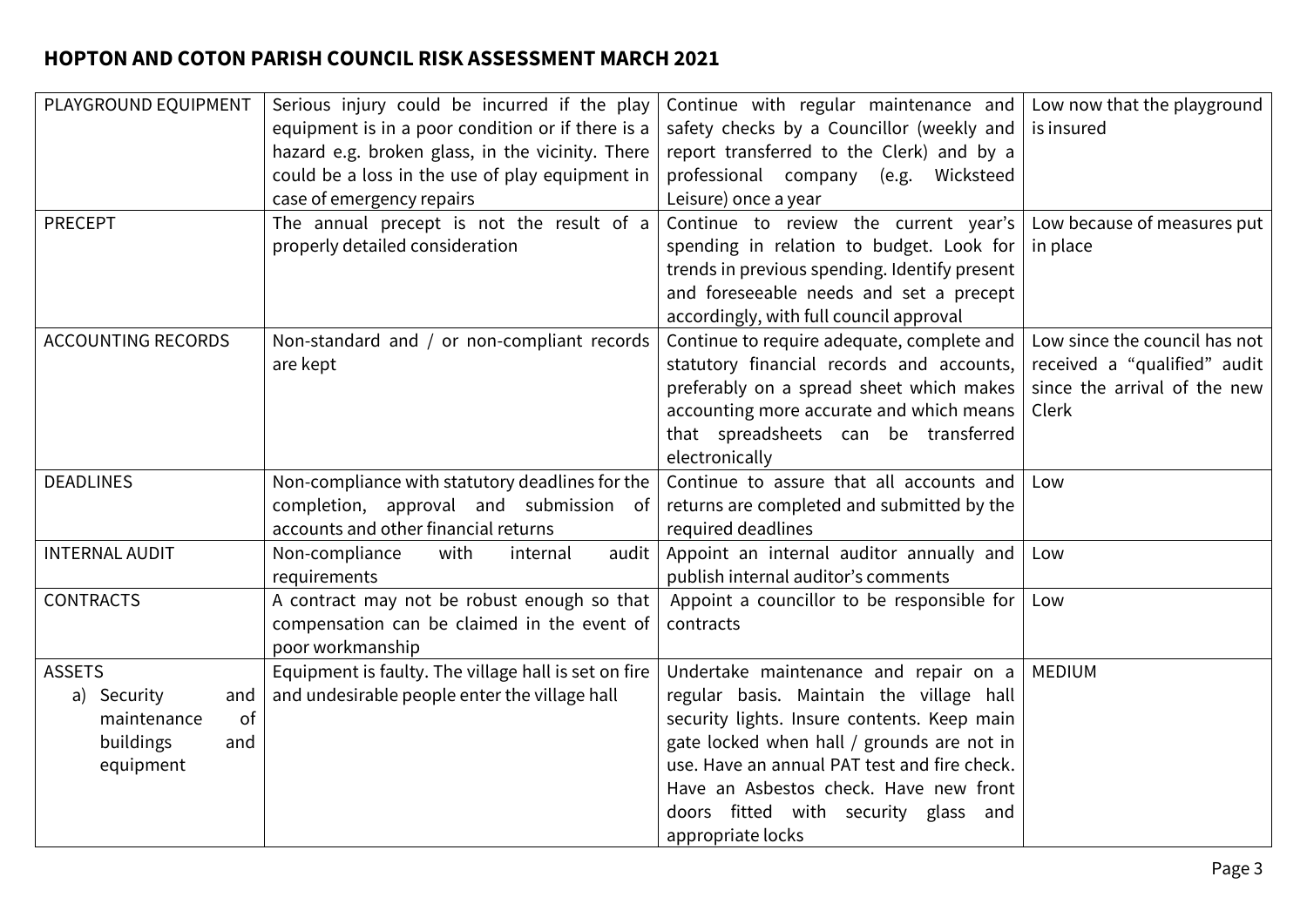**HOPTON AND COTON PARISH COUNCIL RISK ASSESSMENT MARCH 2021**

| | | | |
|---|---|---|---|
| PLAYGROUND EQUIPMENT | Serious injury could be incurred if the play equipment is in a poor condition or if there is a hazard e.g. broken glass, in the vicinity. There could be a loss in the use of play equipment in case of emergency repairs | Continue with regular maintenance and safety checks by a Councillor (weekly and report transferred to the Clerk) and by a professional company (e.g. Wicksteed Leisure) once a year | Low now that the playground is insured |
| PRECEPT | The annual precept is not the result of a properly detailed consideration | Continue to review the current year's spending in relation to budget. Look for trends in previous spending. Identify present and foreseeable needs and set a precept accordingly, with full council approval | Low because of measures put in place |
| ACCOUNTING RECORDS | Non-standard and / or non-compliant records are kept | Continue to require adequate, complete and statutory financial records and accounts, preferably on a spread sheet which makes accounting more accurate and which means that spreadsheets can be transferred electronically | Low since the council has not received a "qualified" audit since the arrival of the new Clerk |
| DEADLINES | Non-compliance with statutory deadlines for the completion, approval and submission of accounts and other financial returns | Continue to assure that all accounts and returns are completed and submitted by the required deadlines | Low |
| INTERNAL AUDIT | Non-compliance with internal audit requirements | Appoint an internal auditor annually and publish internal auditor's comments | Low |
| CONTRACTS | A contract may not be robust enough so that compensation can be claimed in the event of poor workmanship | Appoint a councillor to be responsible for contracts | Low |
| ASSETS<br>a) Security and maintenance of buildings and equipment | Equipment is faulty. The village hall is set on fire and undesirable people enter the village hall | Undertake maintenance and repair on a regular basis. Maintain the village hall security lights. Insure contents. Keep main gate locked when hall / grounds are not in use. Have an annual PAT test and fire check. Have an Asbestos check. Have new front doors fitted with security glass and appropriate locks | MEDIUM |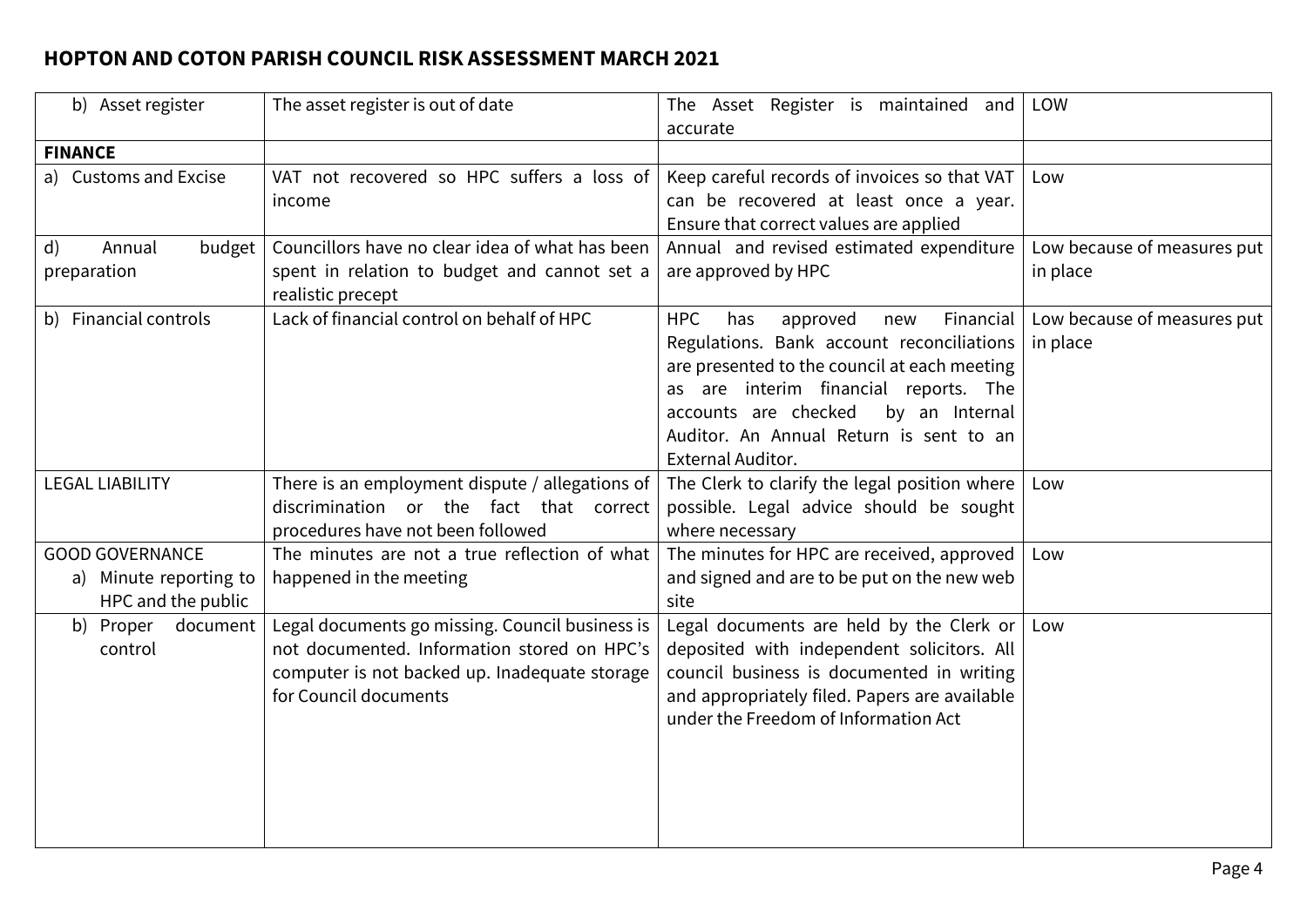## HOPTON AND COTON PARISH COUNCIL RISK ASSESSMENT MARCH 2021

| | | | |
|---|---|---|---|
| b) Asset register | The asset register is out of date | The Asset Register is maintained and accurate | LOW |
| **FINANCE** | | | |
| a) Customs and Excise | VAT not recovered so HPC suffers a loss of income | Keep careful records of invoices so that VAT can be recovered at least once a year. Ensure that correct values are applied | Low |
| d) Annual budget preparation | Councillors have no clear idea of what has been spent in relation to budget and cannot set a realistic precept | Annual and revised estimated expenditure are approved by HPC | Low because of measures put in place |
| b) Financial controls | Lack of financial control on behalf of HPC | HPC has approved new Financial Regulations. Bank account reconciliations are presented to the council at each meeting as are interim financial reports. The accounts are checked by an Internal Auditor. An Annual Return is sent to an External Auditor. | Low because of measures put in place |
| LEGAL LIABILITY | There is an employment dispute / allegations of discrimination or the fact that correct procedures have not been followed | The Clerk to clarify the legal position where possible. Legal advice should be sought where necessary | Low |
| GOOD GOVERNANCE<br>a) Minute reporting to HPC and the public | The minutes are not a true reflection of what happened in the meeting | The minutes for HPC are received, approved and signed and are to be put on the new web site | Low |
| b) Proper document control | Legal documents go missing. Council business is not documented. Information stored on HPC's computer is not backed up. Inadequate storage for Council documents | Legal documents are held by the Clerk or deposited with independent solicitors. All council business is documented in writing and appropriately filed. Papers are available under the Freedom of Information Act | Low |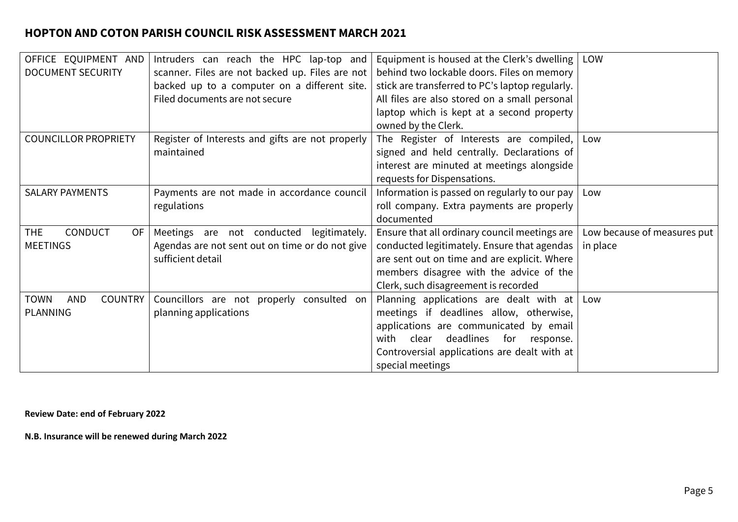## HOPTON AND COTON PARISH COUNCIL RISK ASSESSMENT MARCH 2021

| | | | |
|---|---|---|---|
| OFFICE EQUIPMENT AND DOCUMENT SECURITY | Intruders can reach the HPC lap-top and scanner. Files are not backed up. Files are not backed up to a computer on a different site. Filed documents are not secure | Equipment is housed at the Clerk's dwelling behind two lockable doors. Files on memory stick are transferred to PC's laptop regularly. All files are also stored on a small personal laptop which is kept at a second property owned by the Clerk. | LOW |
| COUNCILLOR PROPRIETY | Register of Interests and gifts are not properly maintained | The Register of Interests are compiled, signed and held centrally. Declarations of interest are minuted at meetings alongside requests for Dispensations. | Low |
| SALARY PAYMENTS | Payments are not made in accordance council regulations | Information is passed on regularly to our pay roll company. Extra payments are properly documented | Low |
| THE CONDUCT OF MEETINGS | Meetings are not conducted legitimately. Agendas are not sent out on time or do not give sufficient detail | Ensure that all ordinary council meetings are conducted legitimately. Ensure that agendas are sent out on time and are explicit. Where members disagree with the advice of the Clerk, such disagreement is recorded | Low because of measures put in place |
| TOWN AND COUNTRY PLANNING | Councillors are not properly consulted on planning applications | Planning applications are dealt with at meetings if deadlines allow, otherwise, applications are communicated by email with clear deadlines for response. Controversial applications are dealt with at special meetings | Low |

**Review Date: end of February 2022**

**N.B. Insurance will be renewed during March 2022**